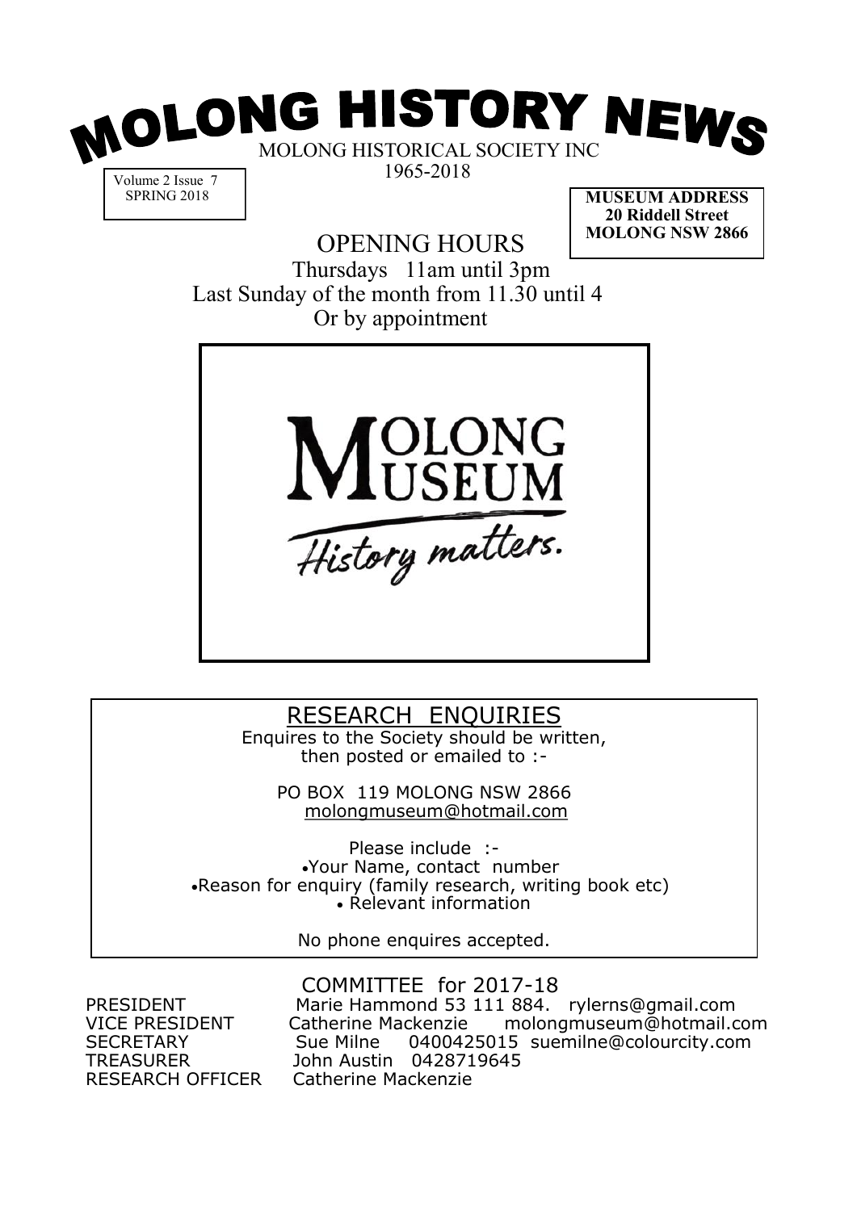# MOLONG HISTORY NEWS

MOLONG HISTORICAL SOCIETY INC

1965-2018

Volume 2 Issue 7
SPRING 2018

**MUSEUM ADDRESS**
**20 Riddell Street**
**MOLONG NSW 2866**

## OPENING HOURS

Thursdays 11am until 3pm
Last Sunday of the month from 11.30 until 4
Or by appointment

MOLONG MUSEUM
*History matters.*

## RESEARCH ENQUIRIES

Enquires to the Society should be written, then posted or emailed to :-

PO BOX 119 MOLONG NSW 2866
molongmuseum@hotmail.com

Please include :-

- Your Name, contact number
- Reason for enquiry (family research, writing book etc)
- Relevant information

No phone enquires accepted.

## COMMITTEE for 2017-18

| | |
|---|---|
| PRESIDENT | Marie Hammond 53 111 884. rylerns@gmail.com |
| VICE PRESIDENT | Catherine Mackenzie molongmuseum@hotmail.com |
| SECRETARY | Sue Milne 0400425015 suemilne@colourcity.com |
| TREASURER | John Austin 0428719645 |
| RESEARCH OFFICER | Catherine Mackenzie |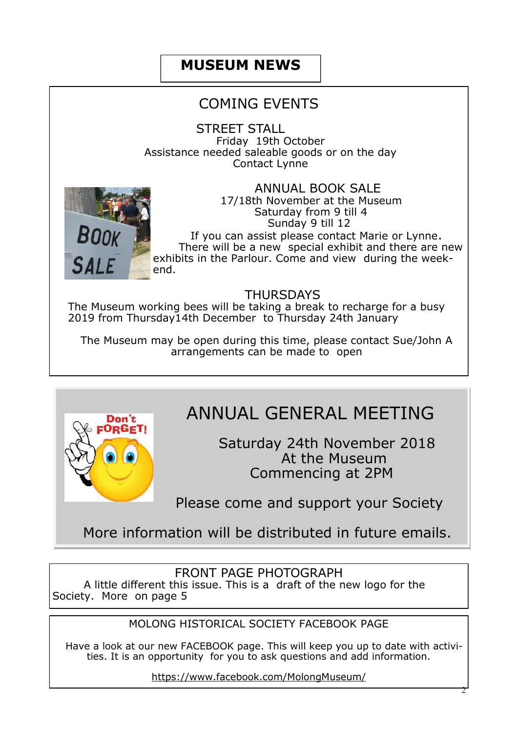# MUSEUM NEWS

## COMING EVENTS

### STREET STALL

Friday 19th October
Assistance needed saleable goods or on the day
Contact Lynne

### ANNUAL BOOK SALE

17/18th November at the Museum
Saturday from 9 till 4
Sunday 9 till 12

If you can assist please contact Marie or Lynne. There will be a new special exhibit and there are new exhibits in the Parlour. Come and view during the weekend.

### THURSDAYS

The Museum working bees will be taking a break to recharge for a busy 2019 from Thursday14th December to Thursday 24th January

The Museum may be open during this time, please contact Sue/John A arrangements can be made to open

## ANNUAL GENERAL MEETING

Saturday 24th November 2018
At the Museum
Commencing at 2PM

Please come and support your Society

More information will be distributed in future emails.

## FRONT PAGE PHOTOGRAPH

A little different this issue. This is a draft of the new logo for the Society. More on page 5

## MOLONG HISTORICAL SOCIETY FACEBOOK PAGE

Have a look at our new FACEBOOK page. This will keep you up to date with activities. It is an opportunity for you to ask questions and add information.

https://www.facebook.com/MolongMuseum/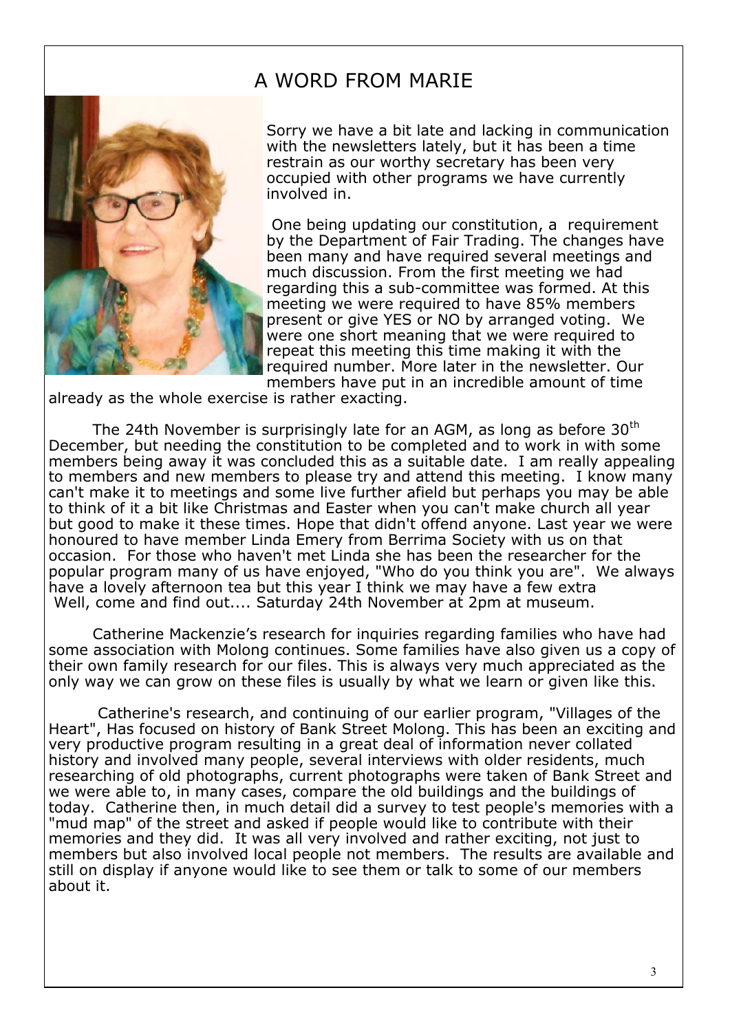# A WORD FROM MARIE

Sorry we have a bit late and lacking in communication with the newsletters lately, but it has been a time restrain as our worthy secretary has been very occupied with other programs we have currently involved in.

One being updating our constitution, a requirement by the Department of Fair Trading. The changes have been many and have required several meetings and much discussion. From the first meeting we had regarding this a sub-committee was formed. At this meeting we were required to have 85% members present or give YES or NO by arranged voting. We were one short meaning that we were required to repeat this meeting this time making it with the required number. More later in the newsletter. Our members have put in an incredible amount of time already as the whole exercise is rather exacting.

The 24th November is surprisingly late for an AGM, as long as before 30th December, but needing the constitution to be completed and to work in with some members being away it was concluded this as a suitable date. I am really appealing to members and new members to please try and attend this meeting. I know many can't make it to meetings and some live further afield but perhaps you may be able to think of it a bit like Christmas and Easter when you can't make church all year but good to make it these times. Hope that didn't offend anyone. Last year we were honoured to have member Linda Emery from Berrima Society with us on that occasion. For those who haven't met Linda she has been the researcher for the popular program many of us have enjoyed, "Who do you think you are". We always have a lovely afternoon tea but this year I think we may have a few extra Well, come and find out.... Saturday 24th November at 2pm at museum.

Catherine Mackenzie's research for inquiries regarding families who have had some association with Molong continues. Some families have also given us a copy of their own family research for our files. This is always very much appreciated as the only way we can grow on these files is usually by what we learn or given like this.

Catherine's research, and continuing of our earlier program, "Villages of the Heart", Has focused on history of Bank Street Molong. This has been an exciting and very productive program resulting in a great deal of information never collated history and involved many people, several interviews with older residents, much researching of old photographs, current photographs were taken of Bank Street and we were able to, in many cases, compare the old buildings and the buildings of today. Catherine then, in much detail did a survey to test people's memories with a "mud map" of the street and asked if people would like to contribute with their memories and they did. It was all very involved and rather exciting, not just to members but also involved local people not members. The results are available and still on display if anyone would like to see them or talk to some of our members about it.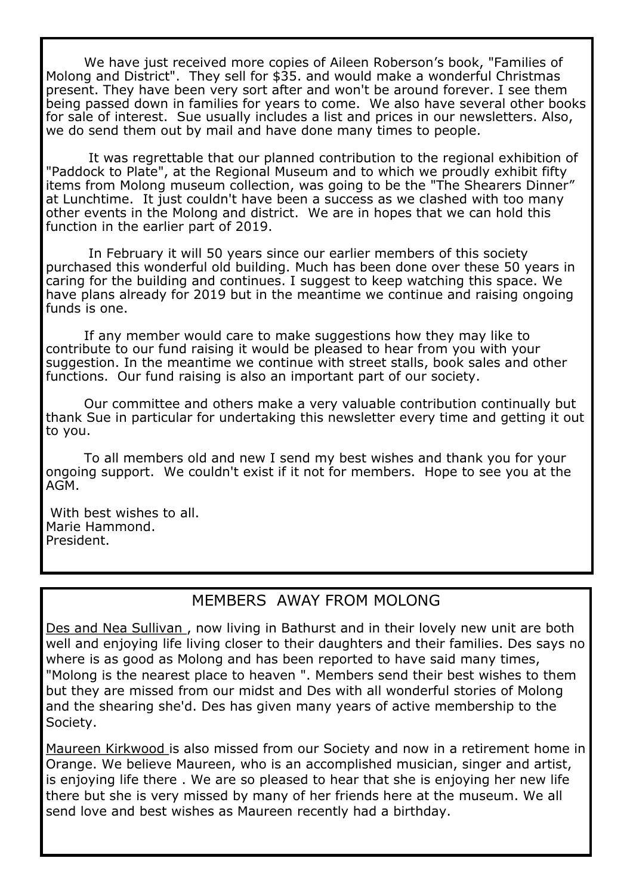We have just received more copies of Aileen Roberson's book, "Families of Molong and District". They sell for $35. and would make a wonderful Christmas present. They have been very sort after and won't be around forever. I see them being passed down in families for years to come. We also have several other books for sale of interest. Sue usually includes a list and prices in our newsletters. Also, we do send them out by mail and have done many times to people.

It was regrettable that our planned contribution to the regional exhibition of "Paddock to Plate", at the Regional Museum and to which we proudly exhibit fifty items from Molong museum collection, was going to be the "The Shearers Dinner" at Lunchtime. It just couldn't have been a success as we clashed with too many other events in the Molong and district. We are in hopes that we can hold this function in the earlier part of 2019.

In February it will 50 years since our earlier members of this society purchased this wonderful old building. Much has been done over these 50 years in caring for the building and continues. I suggest to keep watching this space. We have plans already for 2019 but in the meantime we continue and raising ongoing funds is one.

If any member would care to make suggestions how they may like to contribute to our fund raising it would be pleased to hear from you with your suggestion. In the meantime we continue with street stalls, book sales and other functions. Our fund raising is also an important part of our society.

Our committee and others make a very valuable contribution continually but thank Sue in particular for undertaking this newsletter every time and getting it out to you.

To all members old and new I send my best wishes and thank you for your ongoing support. We couldn't exist if it not for members. Hope to see you at the AGM.

With best wishes to all.
Marie Hammond.
President.

## MEMBERS AWAY FROM MOLONG

Des and Nea Sullivan , now living in Bathurst and in their lovely new unit are both well and enjoying life living closer to their daughters and their families. Des says no where is as good as Molong and has been reported to have said many times, "Molong is the nearest place to heaven ". Members send their best wishes to them but they are missed from our midst and Des with all wonderful stories of Molong and the shearing she'd. Des has given many years of active membership to the Society.

Maureen Kirkwood is also missed from our Society and now in a retirement home in Orange. We believe Maureen, who is an accomplished musician, singer and artist, is enjoying life there . We are so pleased to hear that she is enjoying her new life there but she is very missed by many of her friends here at the museum. We all send love and best wishes as Maureen recently had a birthday.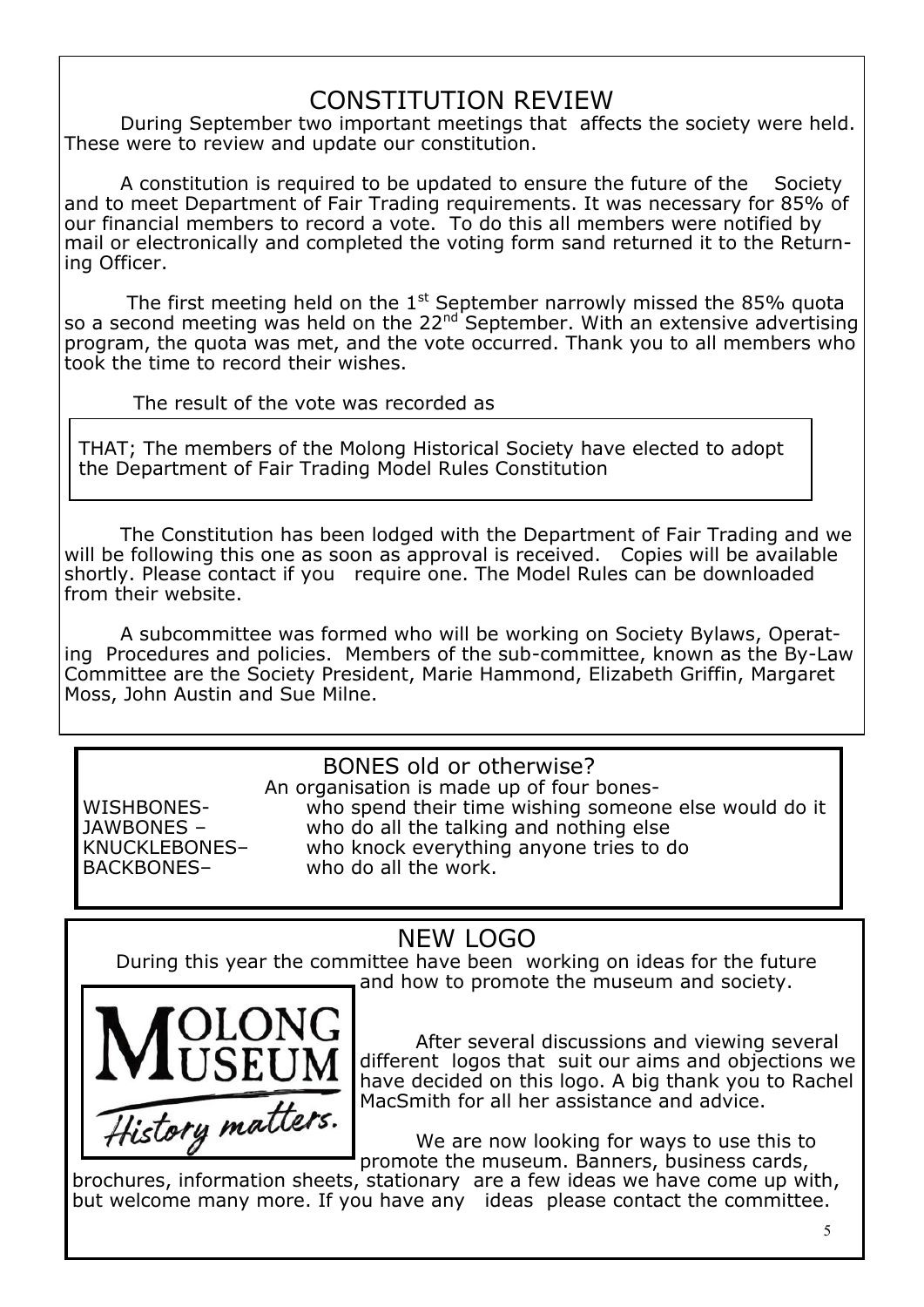## CONSTITUTION REVIEW

During September two important meetings that affects the society were held. These were to review and update our constitution.

A constitution is required to be updated to ensure the future of the Society and to meet Department of Fair Trading requirements. It was necessary for 85% of our financial members to record a vote. To do this all members were notified by mail or electronically and completed the voting form sand returned it to the Returning Officer.

The first meeting held on the 1st September narrowly missed the 85% quota so a second meeting was held on the 22nd September. With an extensive advertising program, the quota was met, and the vote occurred. Thank you to all members who took the time to record their wishes.

The result of the vote was recorded as

> THAT; The members of the Molong Historical Society have elected to adopt the Department of Fair Trading Model Rules Constitution

The Constitution has been lodged with the Department of Fair Trading and we will be following this one as soon as approval is received. Copies will be available shortly. Please contact if you require one. The Model Rules can be downloaded from their website.

A subcommittee was formed who will be working on Society Bylaws, Operating Procedures and policies. Members of the sub-committee, known as the By-Law Committee are the Society President, Marie Hammond, Elizabeth Griffin, Margaret Moss, John Austin and Sue Milne.

## BONES old or otherwise?

An organisation is made up of four bones-

- WISHBONES- who spend their time wishing someone else would do it
- JAWBONES – who do all the talking and nothing else
- KNUCKLEBONES– who knock everything anyone tries to do
- BACKBONES– who do all the work.

## NEW LOGO

During this year the committee have been working on ideas for the future and how to promote the museum and society.

MOLONG MUSEUM
History matters.

After several discussions and viewing several different logos that suit our aims and objections we have decided on this logo. A big thank you to Rachel MacSmith for all her assistance and advice.

We are now looking for ways to use this to promote the museum. Banners, business cards, brochures, information sheets, stationary are a few ideas we have come up with, but welcome many more. If you have any ideas please contact the committee.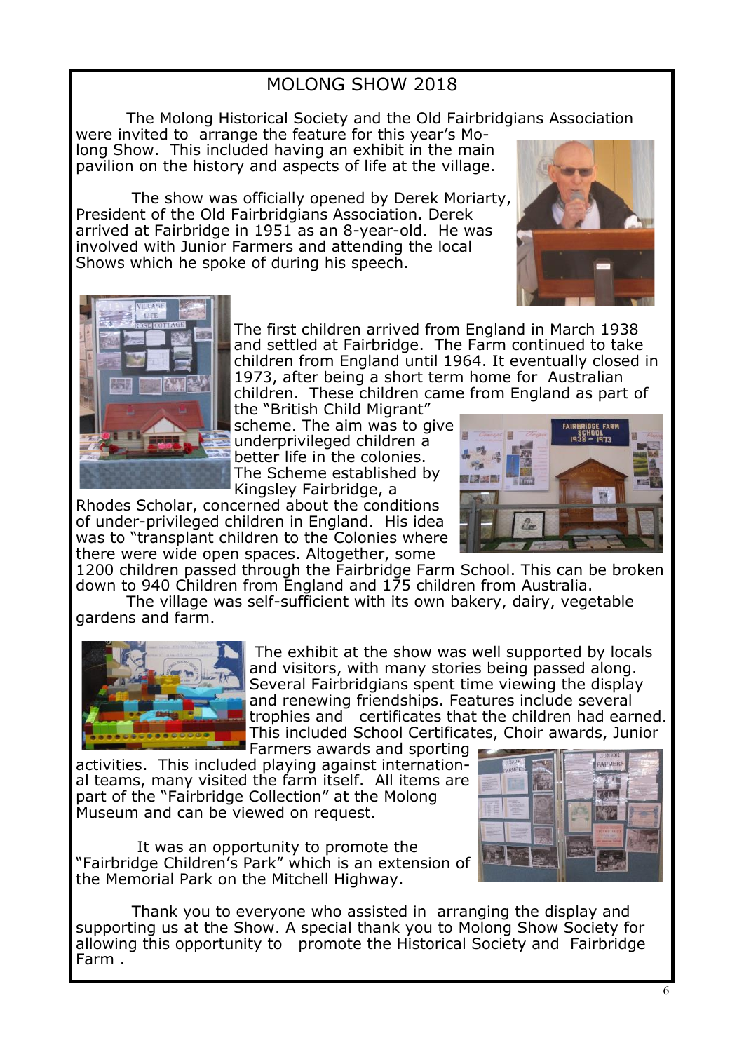# MOLONG SHOW 2018

The Molong Historical Society and the Old Fairbridgians Association were invited to arrange the feature for this year's Molong Show. This included having an exhibit in the main pavilion on the history and aspects of life at the village.

The show was officially opened by Derek Moriarty, President of the Old Fairbridgians Association. Derek arrived at Fairbridge in 1951 as an 8-year-old. He was involved with Junior Farmers and attending the local Shows which he spoke of during his speech.

The first children arrived from England in March 1938 and settled at Fairbridge. The Farm continued to take children from England until 1964. It eventually closed in 1973, after being a short term home for Australian children. These children came from England as part of the "British Child Migrant" scheme. The aim was to give underprivileged children a better life in the colonies. The Scheme established by Kingsley Fairbridge, a Rhodes Scholar, concerned about the conditions of under-privileged children in England. His idea was to "transplant children to the Colonies where there were wide open spaces. Altogether, some 1200 children passed through the Fairbridge Farm School. This can be broken down to 940 Children from England and 175 children from Australia.

The village was self-sufficient with its own bakery, dairy, vegetable gardens and farm.

The exhibit at the show was well supported by locals and visitors, with many stories being passed along. Several Fairbridgians spent time viewing the display and renewing friendships. Features include several trophies and certificates that the children had earned. This included School Certificates, Choir awards, Junior Farmers awards and sporting activities. This included playing against international teams, many visited the farm itself. All items are part of the "Fairbridge Collection" at the Molong Museum and can be viewed on request.

It was an opportunity to promote the "Fairbridge Children's Park" which is an extension of the Memorial Park on the Mitchell Highway.

Thank you to everyone who assisted in arranging the display and supporting us at the Show. A special thank you to Molong Show Society for allowing this opportunity to promote the Historical Society and Fairbridge Farm .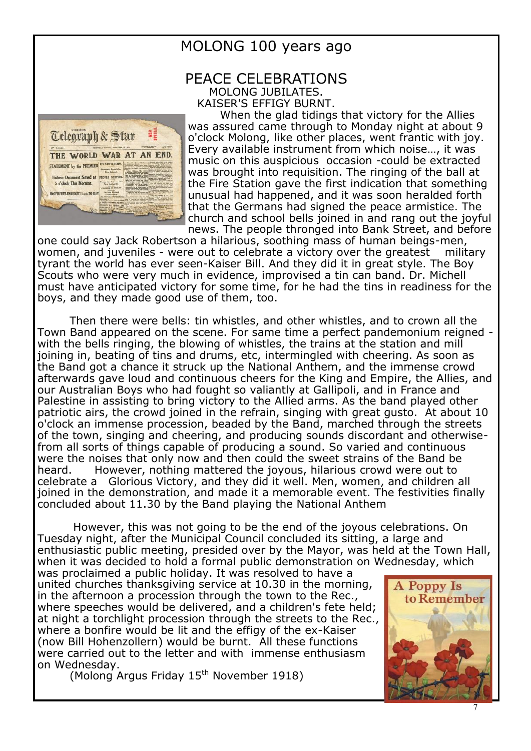# MOLONG 100 years ago

## PEACE CELEBRATIONS

MOLONG JUBILATES.
KAISER'S EFFIGY BURNT.

When the glad tidings that victory for the Allies was assured came through to Monday night at about 9 o'clock Molong, like other places, went frantic with joy. Every available instrument from which noise…, it was music on this auspicious occasion -could be extracted was brought into requisition. The ringing of the ball at the Fire Station gave the first indication that something unusual had happened, and it was soon heralded forth that the Germans had signed the peace armistice. The church and school bells joined in and rang out the joyful news. The people thronged into Bank Street, and before one could say Jack Robertson a hilarious, soothing mass of human beings-men, women, and juveniles - were out to celebrate a victory over the greatest military tyrant the world has ever seen-Kaiser Bill. And they did it in great style. The Boy Scouts who were very much in evidence, improvised a tin can band. Dr. Michell must have anticipated victory for some time, for he had the tins in readiness for the boys, and they made good use of them, too.

Then there were bells: tin whistles, and other whistles, and to crown all the Town Band appeared on the scene. For same time a perfect pandemonium reigned - with the bells ringing, the blowing of whistles, the trains at the station and mill joining in, beating of tins and drums, etc, intermingled with cheering. As soon as the Band got a chance it struck up the National Anthem, and the immense crowd afterwards gave loud and continuous cheers for the King and Empire, the Allies, and our Australian Boys who had fought so valiantly at Gallipoli, and in France and Palestine in assisting to bring victory to the Allied arms. As the band played other patriotic airs, the crowd joined in the refrain, singing with great gusto. At about 10 o'clock an immense procession, beaded by the Band, marched through the streets of the town, singing and cheering, and producing sounds discordant and otherwise- from all sorts of things capable of producing a sound. So varied and continuous were the noises that only now and then could the sweet strains of the Band be heard. However, nothing mattered the joyous, hilarious crowd were out to celebrate a Glorious Victory, and they did it well. Men, women, and children all joined in the demonstration, and made it a memorable event. The festivities finally concluded about 11.30 by the Band playing the National Anthem

However, this was not going to be the end of the joyous celebrations. On Tuesday night, after the Municipal Council concluded its sitting, a large and enthusiastic public meeting, presided over by the Mayor, was held at the Town Hall, when it was decided to hold a formal public demonstration on Wednesday, which was proclaimed a public holiday. It was resolved to have a united churches thanksgiving service at 10.30 in the morning, in the afternoon a procession through the town to the Rec., where speeches would be delivered, and a children's fete held; at night a torchlight procession through the streets to the Rec., where a bonfire would be lit and the effigy of the ex-Kaiser (now Bill Hohenzollern) would be burnt. All these functions were carried out to the letter and with immense enthusiasm on Wednesday.

(Molong Argus Friday 15th November 1918)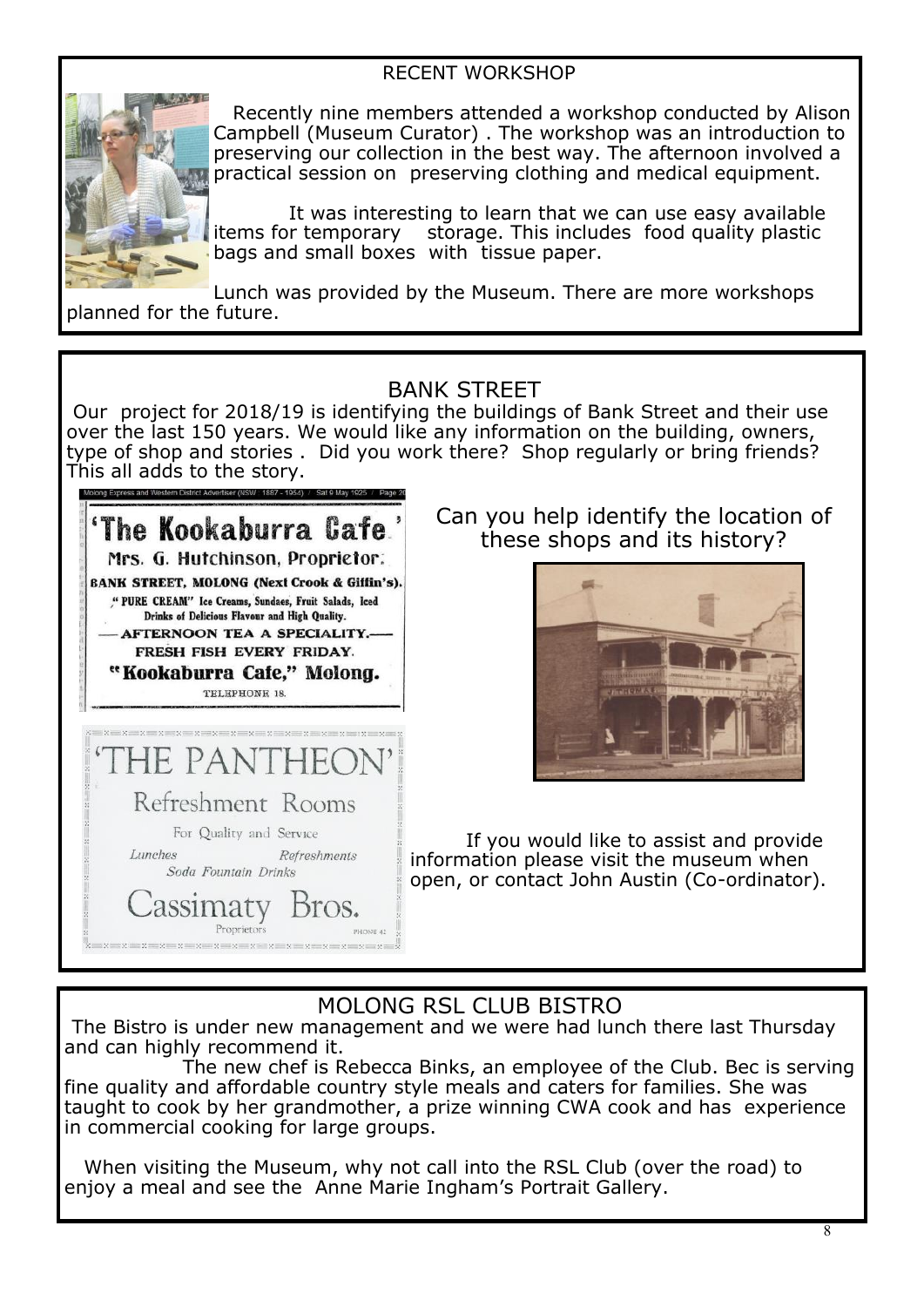## RECENT WORKSHOP

Recently nine members attended a workshop conducted by Alison Campbell (Museum Curator) . The workshop was an introduction to preserving our collection in the best way. The afternoon involved a practical session on preserving clothing and medical equipment.

It was interesting to learn that we can use easy available items for temporary storage. This includes food quality plastic bags and small boxes with tissue paper.

Lunch was provided by the Museum. There are more workshops planned for the future.

## BANK STREET

Our project for 2018/19 is identifying the buildings of Bank Street and their use over the last 150 years. We would like any information on the building, owners, type of shop and stories . Did you work there? Shop regularly or bring friends? This all adds to the story.

Molong Express and Western District Advertiser (NSW : 1887 - 1954) / Sat 9 May 1925 / Page 2

**'The Kookaburra Cafe.'**

Mrs. G. Hutchinson, Proprietor.

BANK STREET, MOLONG (Next Crook & Giffin's).

"PURE CREAM" Ice Creams, Sundaes, Fruit Salads, Iced Drinks of Delicious Flavour and High Quality.

—AFTERNOON TEA A SPECIALITY.—

FRESH FISH EVERY FRIDAY.

**"Kookaburra Cafe," Molong.**

TELEPHONE 18.

**'THE PANTHEON'**

Refreshment Rooms

For Quality and Service

*Lunches* *Refreshments*

*Soda Fountain Drinks*

**Cassimaty Bros.**

Proprietors

PHONE 42

Can you help identify the location of these shops and its history?

If you would like to assist and provide information please visit the museum when open, or contact John Austin (Co-ordinator).

## MOLONG RSL CLUB BISTRO

The Bistro is under new management and we were had lunch there last Thursday and can highly recommend it.

The new chef is Rebecca Binks, an employee of the Club. Bec is serving fine quality and affordable country style meals and caters for families. She was taught to cook by her grandmother, a prize winning CWA cook and has experience in commercial cooking for large groups.

When visiting the Museum, why not call into the RSL Club (over the road) to enjoy a meal and see the Anne Marie Ingham's Portrait Gallery.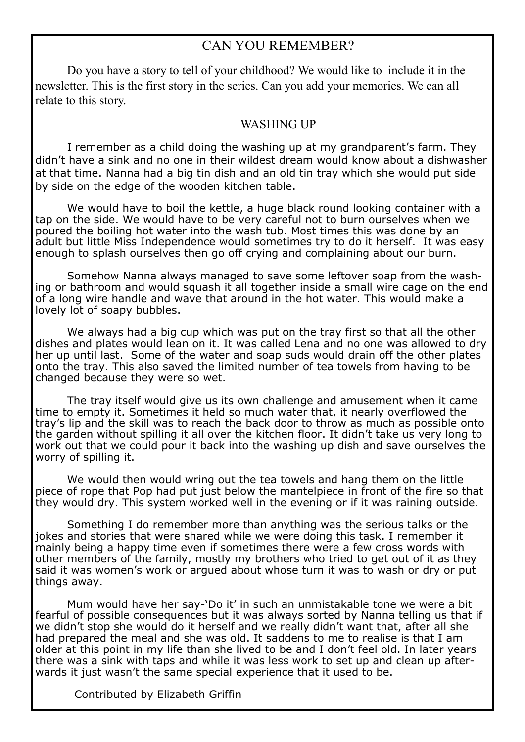## CAN YOU REMEMBER?

Do you have a story to tell of your childhood? We would like to include it in the newsletter. This is the first story in the series. Can you add your memories. We can all relate to this story.

### WASHING UP

I remember as a child doing the washing up at my grandparent's farm. They didn't have a sink and no one in their wildest dream would know about a dishwasher at that time. Nanna had a big tin dish and an old tin tray which she would put side by side on the edge of the wooden kitchen table.

We would have to boil the kettle, a huge black round looking container with a tap on the side. We would have to be very careful not to burn ourselves when we poured the boiling hot water into the wash tub. Most times this was done by an adult but little Miss Independence would sometimes try to do it herself. It was easy enough to splash ourselves then go off crying and complaining about our burn.

Somehow Nanna always managed to save some leftover soap from the washing or bathroom and would squash it all together inside a small wire cage on the end of a long wire handle and wave that around in the hot water. This would make a lovely lot of soapy bubbles.

We always had a big cup which was put on the tray first so that all the other dishes and plates would lean on it. It was called Lena and no one was allowed to dry her up until last. Some of the water and soap suds would drain off the other plates onto the tray. This also saved the limited number of tea towels from having to be changed because they were so wet.

The tray itself would give us its own challenge and amusement when it came time to empty it. Sometimes it held so much water that, it nearly overflowed the tray's lip and the skill was to reach the back door to throw as much as possible onto the garden without spilling it all over the kitchen floor. It didn't take us very long to work out that we could pour it back into the washing up dish and save ourselves the worry of spilling it.

We would then would wring out the tea towels and hang them on the little piece of rope that Pop had put just below the mantelpiece in front of the fire so that they would dry. This system worked well in the evening or if it was raining outside.

Something I do remember more than anything was the serious talks or the jokes and stories that were shared while we were doing this task. I remember it mainly being a happy time even if sometimes there were a few cross words with other members of the family, mostly my brothers who tried to get out of it as they said it was women's work or argued about whose turn it was to wash or dry or put things away.

Mum would have her say-'Do it' in such an unmistakable tone we were a bit fearful of possible consequences but it was always sorted by Nanna telling us that if we didn't stop she would do it herself and we really didn't want that, after all she had prepared the meal and she was old. It saddens to me to realise is that I am older at this point in my life than she lived to be and I don't feel old. In later years there was a sink with taps and while it was less work to set up and clean up afterwards it just wasn't the same special experience that it used to be.

Contributed by Elizabeth Griffin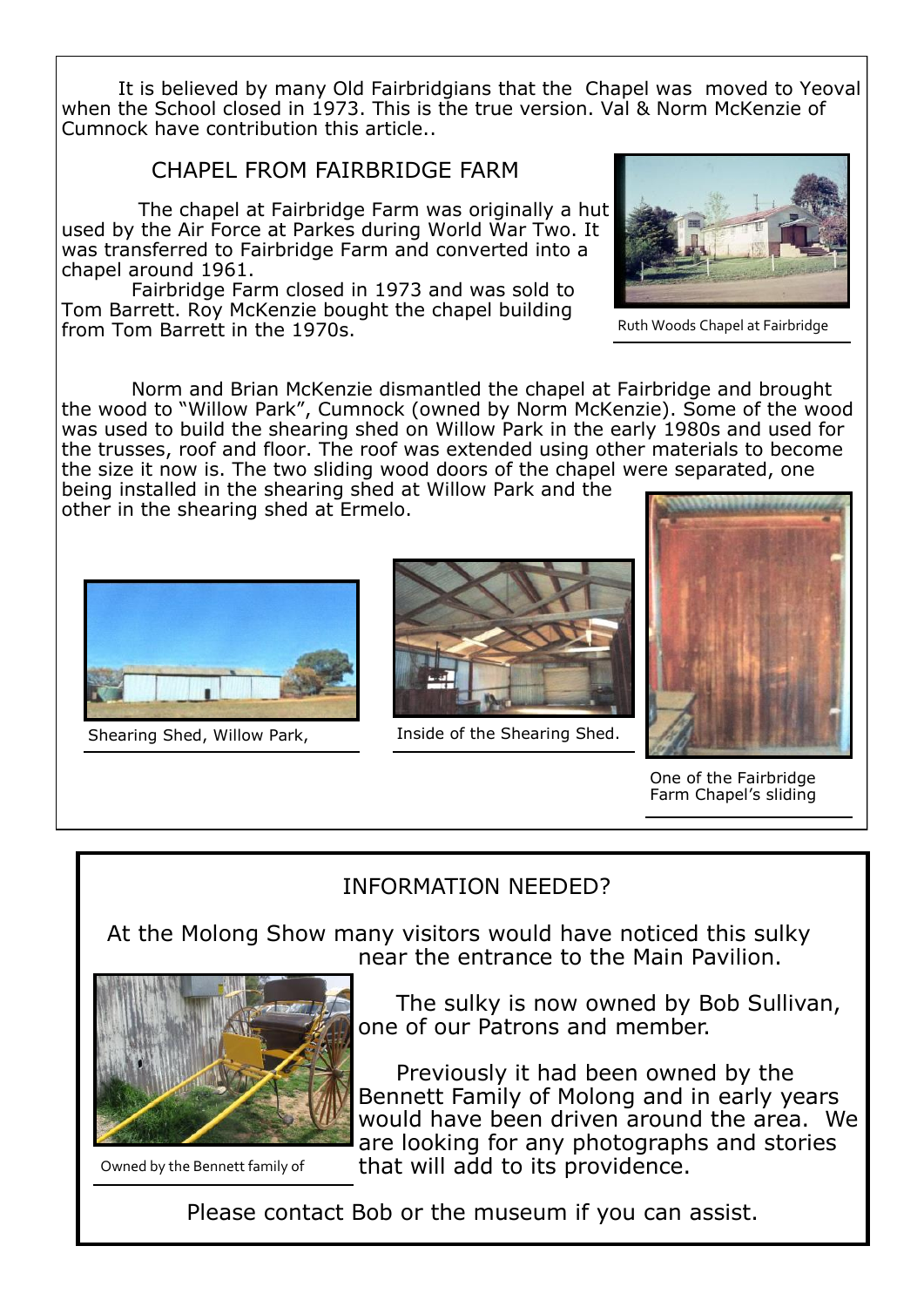It is believed by many Old Fairbridgians that the Chapel was moved to Yeoval when the School closed in 1973. This is the true version. Val & Norm McKenzie of Cumnock have contribution this article..

## CHAPEL FROM FAIRBRIDGE FARM

The chapel at Fairbridge Farm was originally a hut used by the Air Force at Parkes during World War Two. It was transferred to Fairbridge Farm and converted into a chapel around 1961.

Fairbridge Farm closed in 1973 and was sold to Tom Barrett. Roy McKenzie bought the chapel building from Tom Barrett in the 1970s.

Ruth Woods Chapel at Fairbridge

Norm and Brian McKenzie dismantled the chapel at Fairbridge and brought the wood to "Willow Park", Cumnock (owned by Norm McKenzie). Some of the wood was used to build the shearing shed on Willow Park in the early 1980s and used for the trusses, roof and floor. The roof was extended using other materials to become the size it now is. The two sliding wood doors of the chapel were separated, one being installed in the shearing shed at Willow Park and the other in the shearing shed at Ermelo.

Shearing Shed, Willow Park,

Inside of the Shearing Shed.

One of the Fairbridge Farm Chapel's sliding

## INFORMATION NEEDED?

At the Molong Show many visitors would have noticed this sulky near the entrance to the Main Pavilion.

The sulky is now owned by Bob Sullivan, one of our Patrons and member.

Previously it had been owned by the Bennett Family of Molong and in early years would have been driven around the area. We are looking for any photographs and stories that will add to its providence.

Owned by the Bennett family of

Please contact Bob or the museum if you can assist.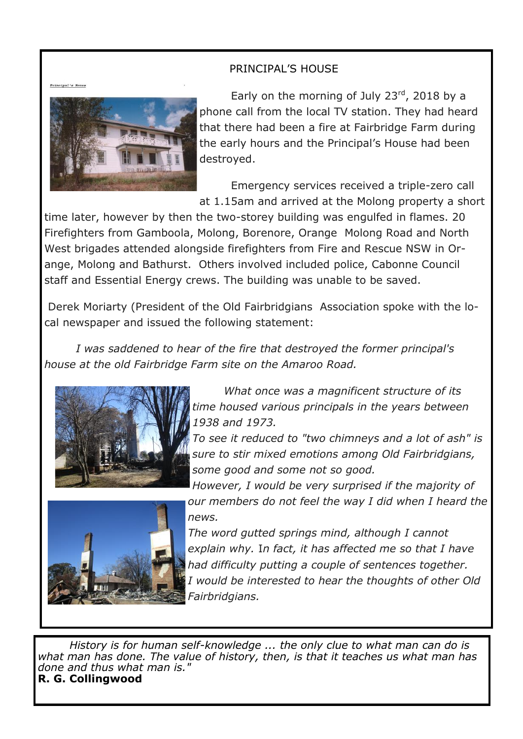## PRINCIPAL'S HOUSE

Early on the morning of July 23rd, 2018 by a phone call from the local TV station. They had heard that there had been a fire at Fairbridge Farm during the early hours and the Principal's House had been destroyed.

Emergency services received a triple-zero call at 1.15am and arrived at the Molong property a short time later, however by then the two-storey building was engulfed in flames. 20 Firefighters from Gamboola, Molong, Borenore, Orange Molong Road and North West brigades attended alongside firefighters from Fire and Rescue NSW in Orange, Molong and Bathurst. Others involved included police, Cabonne Council staff and Essential Energy crews. The building was unable to be saved.

Derek Moriarty (President of the Old Fairbridgians Association spoke with the local newspaper and issued the following statement:

*I was saddened to hear of the fire that destroyed the former principal's house at the old Fairbridge Farm site on the Amaroo Road.*

*What once was a magnificent structure of its time housed various principals in the years between 1938 and 1973.*

*To see it reduced to "two chimneys and a lot of ash" is sure to stir mixed emotions among Old Fairbridgians, some good and some not so good.*

*However, I would be very surprised if the majority of our members do not feel the way I did when I heard the news.*

*The word gutted springs mind, although I cannot explain why.* I*n fact, it has affected me so that I have had difficulty putting a couple of sentences together.*

*I would be interested to hear the thoughts of other Old Fairbridgians.*

---

*History is for human self-knowledge ... the only clue to what man can do is what man has done. The value of history, then, is that it teaches us what man has done and thus what man is."*

**R. G. Collingwood**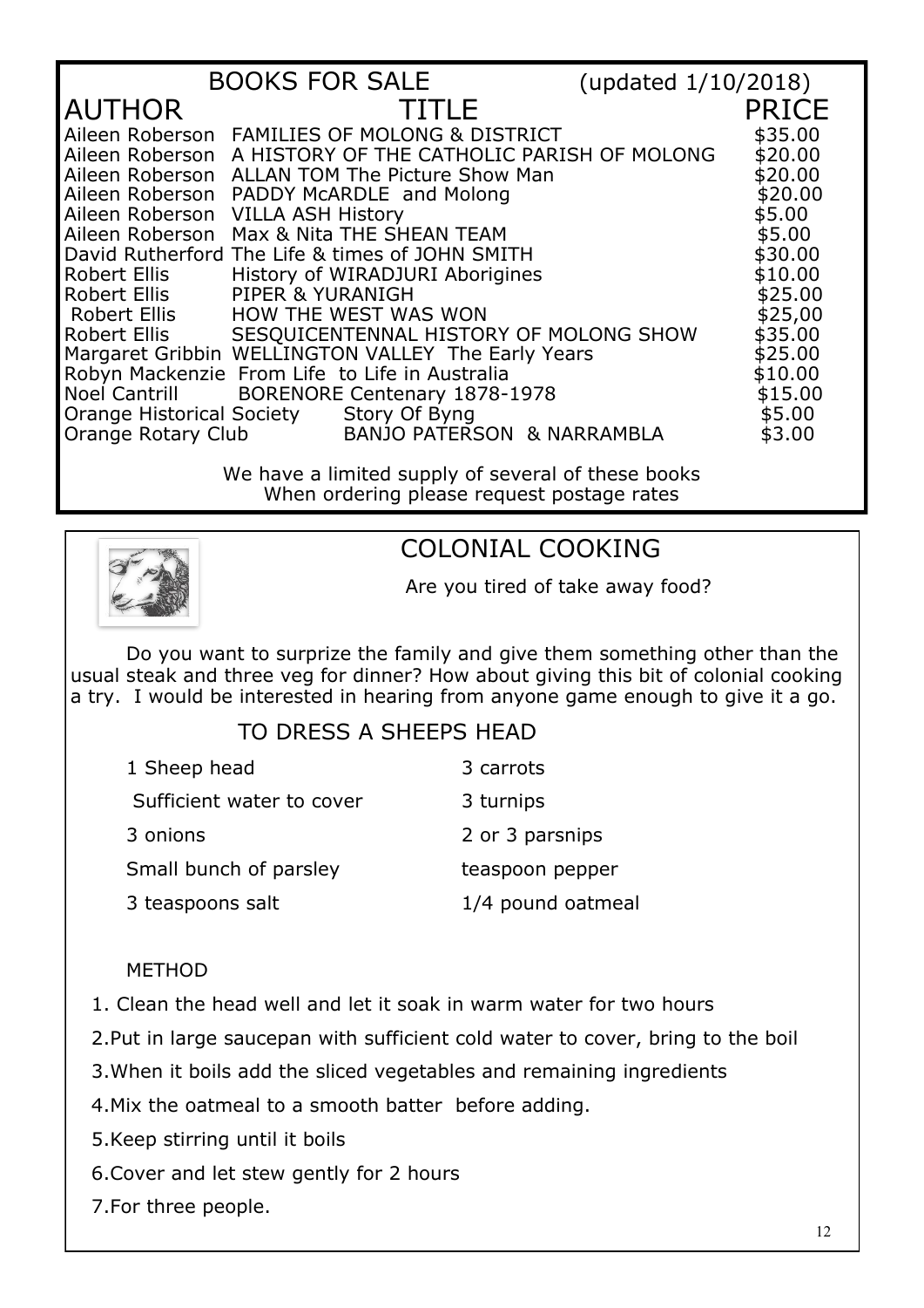## BOOKS FOR SALE (updated 1/10/2018)

| AUTHOR | TITLE | PRICE |
|---|---|---|
| Aileen Roberson | FAMILIES OF MOLONG & DISTRICT | $35.00 |
| Aileen Roberson | A HISTORY OF THE CATHOLIC PARISH OF MOLONG | $20.00 |
| Aileen Roberson | ALLAN TOM The Picture Show Man | $20.00 |
| Aileen Roberson | PADDY McARDLE and Molong | $20.00 |
| Aileen Roberson | VILLA ASH History | $5.00 |
| Aileen Roberson | Max & Nita THE SHEAN TEAM | $5.00 |
| David Rutherford | The Life & times of JOHN SMITH | $30.00 |
| Robert Ellis | History of WIRADJURI Aborigines | $10.00 |
| Robert Ellis | PIPER & YURANIGH | $25.00 |
| Robert Ellis | HOW THE WEST WAS WON | $25,00 |
| Robert Ellis | SESQUICENTENNAL HISTORY OF MOLONG SHOW | $35.00 |
| Margaret Gribbin | WELLINGTON VALLEY The Early Years | $25.00 |
| Robyn Mackenzie | From Life to Life in Australia | $10.00 |
| Noel Cantrill | BORENORE Centenary 1878-1978 | $15.00 |
| Orange Historical Society | Story Of Byng | $5.00 |
| Orange Rotary Club | BANJO PATERSON & NARRAMBLA | $3.00 |

We have a limited supply of several of these books
When ordering please request postage rates

## COLONIAL COOKING

Are you tired of take away food?

Do you want to surprize the family and give them something other than the usual steak and three veg for dinner? How about giving this bit of colonial cooking a try. I would be interested in hearing from anyone game enough to give it a go.

### TO DRESS A SHEEPS HEAD

- 1 Sheep head
- Sufficient water to cover
- 3 onions
- Small bunch of parsley
- 3 teaspoons salt
- 3 carrots
- 3 turnips
- 2 or 3 parsnips
- teaspoon pepper
- 1/4 pound oatmeal

METHOD

1. Clean the head well and let it soak in warm water for two hours
2. Put in large saucepan with sufficient cold water to cover, bring to the boil
3. When it boils add the sliced vegetables and remaining ingredients
4. Mix the oatmeal to a smooth batter before adding.
5. Keep stirring until it boils
6. Cover and let stew gently for 2 hours
7. For three people.